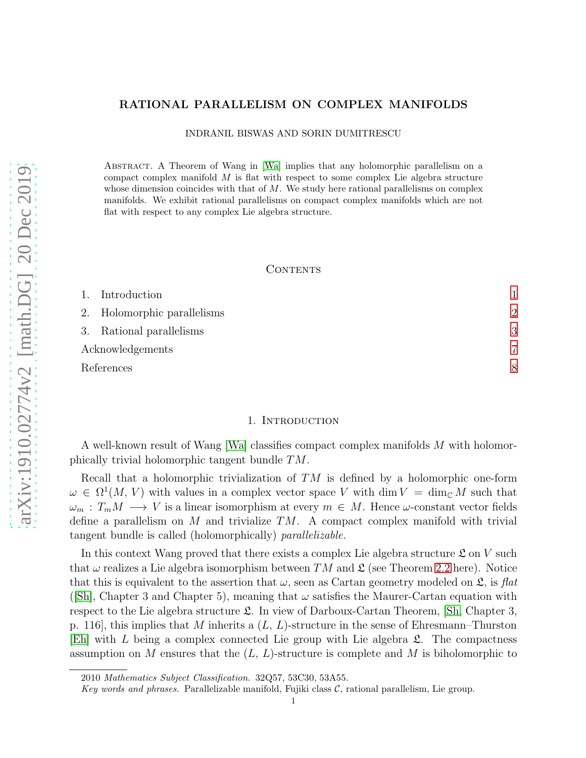# RATIONAL PARALLELISM ON COMPLEX MANIFOLDS

INDRANIL BISWAS AND SORIN DUMITRESCU

Abstract. A Theorem of Wang in [Wa] implies that any holomorphic parallelism on a compact complex manifold $M$ is flat with respect to some complex Lie algebra structure whose dimension coincides with that of $M$. We study here rational parallelisms on complex manifolds. We exhibit rational parallelisms on compact complex manifolds which are not flat with respect to any complex Lie algebra structure.

## Contents

1. Introduction 1
2. Holomorphic parallelisms 2
3. Rational parallelisms 3

Acknowledgements 7

References 8

## 1. Introduction

A well-known result of Wang [Wa] classifies compact complex manifolds $M$ with holomorphically trivial holomorphic tangent bundle $TM$.

Recall that a holomorphic trivialization of $TM$ is defined by a holomorphic one-form $\omega \in \Omega^1(M, V)$ with values in a complex vector space $V$ with $\dim V = \dim_{\mathbb{C}} M$ such that $\omega_m : T_m M \longrightarrow V$ is a linear isomorphism at every $m \in M$. Hence $\omega$-constant vector fields define a parallelism on $M$ and trivialize $TM$. A compact complex manifold with trivial tangent bundle is called (holomorphically) *parallelizable*.

In this context Wang proved that there exists a complex Lie algebra structure $\mathfrak{L}$ on $V$ such that $\omega$ realizes a Lie algebra isomorphism between $TM$ and $\mathfrak{L}$ (see Theorem 2.2 here). Notice that this is equivalent to the assertion that $\omega$, seen as Cartan geometry modeled on $\mathfrak{L}$, is *flat* ([Sh], Chapter 3 and Chapter 5), meaning that $\omega$ satisfies the Maurer-Cartan equation with respect to the Lie algebra structure $\mathfrak{L}$. In view of Darboux-Cartan Theorem, [Sh, Chapter 3, p. 116], this implies that $M$ inherits a $(L, L)$-structure in the sense of Ehresmann–Thurston [Eh] with $L$ being a complex connected Lie group with Lie algebra $\mathfrak{L}$. The compactness assumption on $M$ ensures that the $(L, L)$-structure is complete and $M$ is biholomorphic to

2010 *Mathematics Subject Classification.* 32Q57, 53C30, 53A55.

*Key words and phrases.* Parallelizable manifold, Fujiki class $\mathcal{C}$, rational parallelism, Lie group.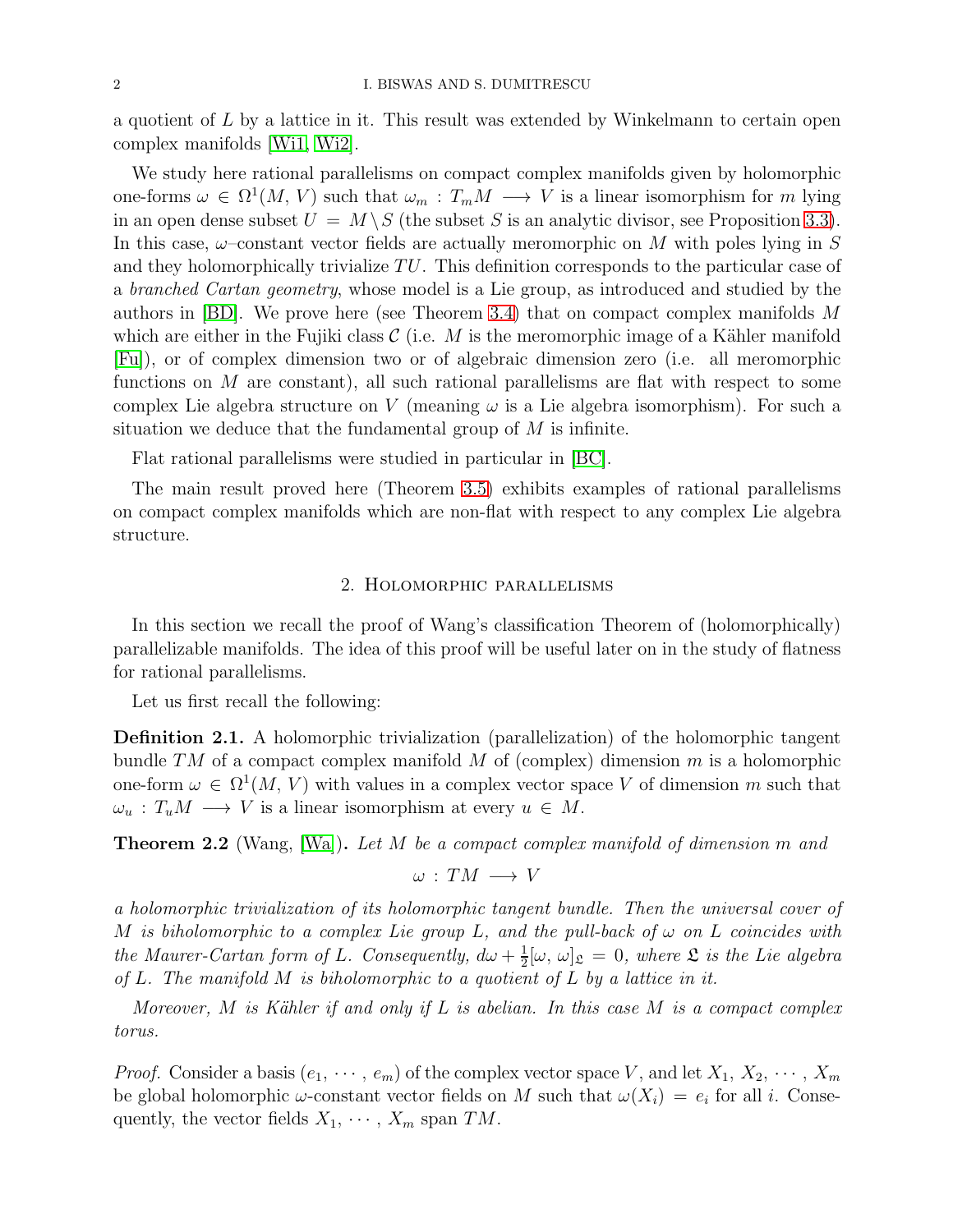a quotient of $L$ by a lattice in it. This result was extended by Winkelmann to certain open complex manifolds [Wi1, Wi2].

We study here rational parallelisms on compact complex manifolds given by holomorphic one-forms $\omega \in \Omega^1(M, V)$ such that $\omega_m : T_m M \longrightarrow V$ is a linear isomorphism for $m$ lying in an open dense subset $U = M \setminus S$ (the subset $S$ is an analytic divisor, see Proposition 3.3). In this case, $\omega$–constant vector fields are actually meromorphic on $M$ with poles lying in $S$ and they holomorphically trivialize $TU$. This definition corresponds to the particular case of a *branched Cartan geometry*, whose model is a Lie group, as introduced and studied by the authors in [BD]. We prove here (see Theorem 3.4) that on compact complex manifolds $M$ which are either in the Fujiki class $\mathcal{C}$ (i.e. $M$ is the meromorphic image of a Kähler manifold [Fu]), or of complex dimension two or of algebraic dimension zero (i.e. all meromorphic functions on $M$ are constant), all such rational parallelisms are flat with respect to some complex Lie algebra structure on $V$ (meaning $\omega$ is a Lie algebra isomorphism). For such a situation we deduce that the fundamental group of $M$ is infinite.

Flat rational parallelisms were studied in particular in [BC].

The main result proved here (Theorem 3.5) exhibits examples of rational parallelisms on compact complex manifolds which are non-flat with respect to any complex Lie algebra structure.

## 2. Holomorphic parallelisms

In this section we recall the proof of Wang's classification Theorem of (holomorphically) parallelizable manifolds. The idea of this proof will be useful later on in the study of flatness for rational parallelisms.

Let us first recall the following:

**Definition 2.1.** A holomorphic trivialization (parallelization) of the holomorphic tangent bundle $TM$ of a compact complex manifold $M$ of (complex) dimension $m$ is a holomorphic one-form $\omega \in \Omega^1(M, V)$ with values in a complex vector space $V$ of dimension $m$ such that $\omega_u : T_u M \longrightarrow V$ is a linear isomorphism at every $u \in M$.

**Theorem 2.2** (Wang, [Wa])**.** *Let $M$ be a compact complex manifold of dimension $m$ and*

$$\omega : TM \longrightarrow V$$

*a holomorphic trivialization of its holomorphic tangent bundle. Then the universal cover of $M$ is biholomorphic to a complex Lie group $L$, and the pull-back of $\omega$ on $L$ coincides with the Maurer-Cartan form of $L$. Consequently, $d\omega + \frac{1}{2}[\omega, \omega]_{\mathfrak{L}} = 0$, where $\mathfrak{L}$ is the Lie algebra of $L$. The manifold $M$ is biholomorphic to a quotient of $L$ by a lattice in it.*

*Moreover, $M$ is Kähler if and only if $L$ is abelian. In this case $M$ is a compact complex torus.*

*Proof.* Consider a basis $(e_1, \cdots, e_m)$ of the complex vector space $V$, and let $X_1, X_2, \cdots, X_m$ be global holomorphic $\omega$-constant vector fields on $M$ such that $\omega(X_i) = e_i$ for all $i$. Consequently, the vector fields $X_1, \cdots, X_m$ span $TM$.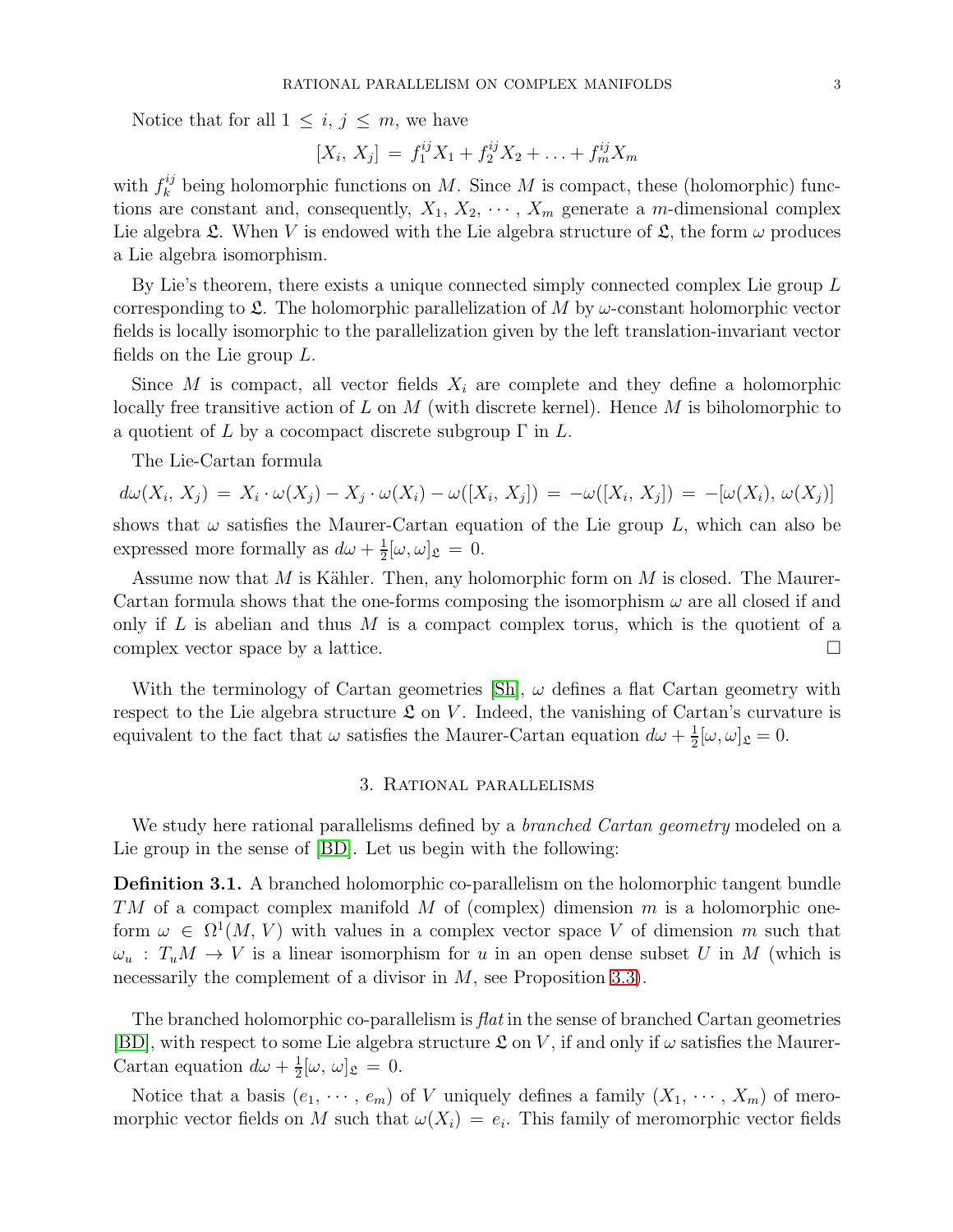Notice that for all $1 \leq i, j \leq m$, we have

$$[X_i, X_j] = f_1^{ij} X_1 + f_2^{ij} X_2 + \ldots + f_m^{ij} X_m$$

with $f_k^{ij}$ being holomorphic functions on $M$. Since $M$ is compact, these (holomorphic) functions are constant and, consequently, $X_1, X_2, \cdots, X_m$ generate a $m$-dimensional complex Lie algebra $\mathfrak{L}$. When $V$ is endowed with the Lie algebra structure of $\mathfrak{L}$, the form $\omega$ produces a Lie algebra isomorphism.

By Lie's theorem, there exists a unique connected simply connected complex Lie group $L$ corresponding to $\mathfrak{L}$. The holomorphic parallelization of $M$ by $\omega$-constant holomorphic vector fields is locally isomorphic to the parallelization given by the left translation-invariant vector fields on the Lie group $L$.

Since $M$ is compact, all vector fields $X_i$ are complete and they define a holomorphic locally free transitive action of $L$ on $M$ (with discrete kernel). Hence $M$ is biholomorphic to a quotient of $L$ by a cocompact discrete subgroup $\Gamma$ in $L$.

The Lie-Cartan formula

$$d\omega(X_i, X_j) = X_i \cdot \omega(X_j) - X_j \cdot \omega(X_i) - \omega([X_i, X_j]) = -\omega([X_i, X_j]) = -[\omega(X_i), \omega(X_j)]$$

shows that $\omega$ satisfies the Maurer-Cartan equation of the Lie group $L$, which can also be expressed more formally as $d\omega + \frac{1}{2}[\omega, \omega]_{\mathfrak{L}} = 0$.

Assume now that $M$ is Kähler. Then, any holomorphic form on $M$ is closed. The Maurer-Cartan formula shows that the one-forms composing the isomorphism $\omega$ are all closed if and only if $L$ is abelian and thus $M$ is a compact complex torus, which is the quotient of a complex vector space by a lattice. $\square$

With the terminology of Cartan geometries [Sh], $\omega$ defines a flat Cartan geometry with respect to the Lie algebra structure $\mathfrak{L}$ on $V$. Indeed, the vanishing of Cartan's curvature is equivalent to the fact that $\omega$ satisfies the Maurer-Cartan equation $d\omega + \frac{1}{2}[\omega, \omega]_{\mathfrak{L}} = 0$.

## 3. Rational parallelisms

We study here rational parallelisms defined by a *branched Cartan geometry* modeled on a Lie group in the sense of [BD]. Let us begin with the following:

**Definition 3.1.** A branched holomorphic co-parallelism on the holomorphic tangent bundle $TM$ of a compact complex manifold $M$ of (complex) dimension $m$ is a holomorphic one-form $\omega \in \Omega^1(M, V)$ with values in a complex vector space $V$ of dimension $m$ such that $\omega_u : T_u M \to V$ is a linear isomorphism for $u$ in an open dense subset $U$ in $M$ (which is necessarily the complement of a divisor in $M$, see Proposition 3.3).

The branched holomorphic co-parallelism is *flat* in the sense of branched Cartan geometries [BD], with respect to some Lie algebra structure $\mathfrak{L}$ on $V$, if and only if $\omega$ satisfies the Maurer-Cartan equation $d\omega + \frac{1}{2}[\omega, \omega]_{\mathfrak{L}} = 0$.

Notice that a basis $(e_1, \cdots, e_m)$ of $V$ uniquely defines a family $(X_1, \cdots, X_m)$ of meromorphic vector fields on $M$ such that $\omega(X_i) = e_i$. This family of meromorphic vector fields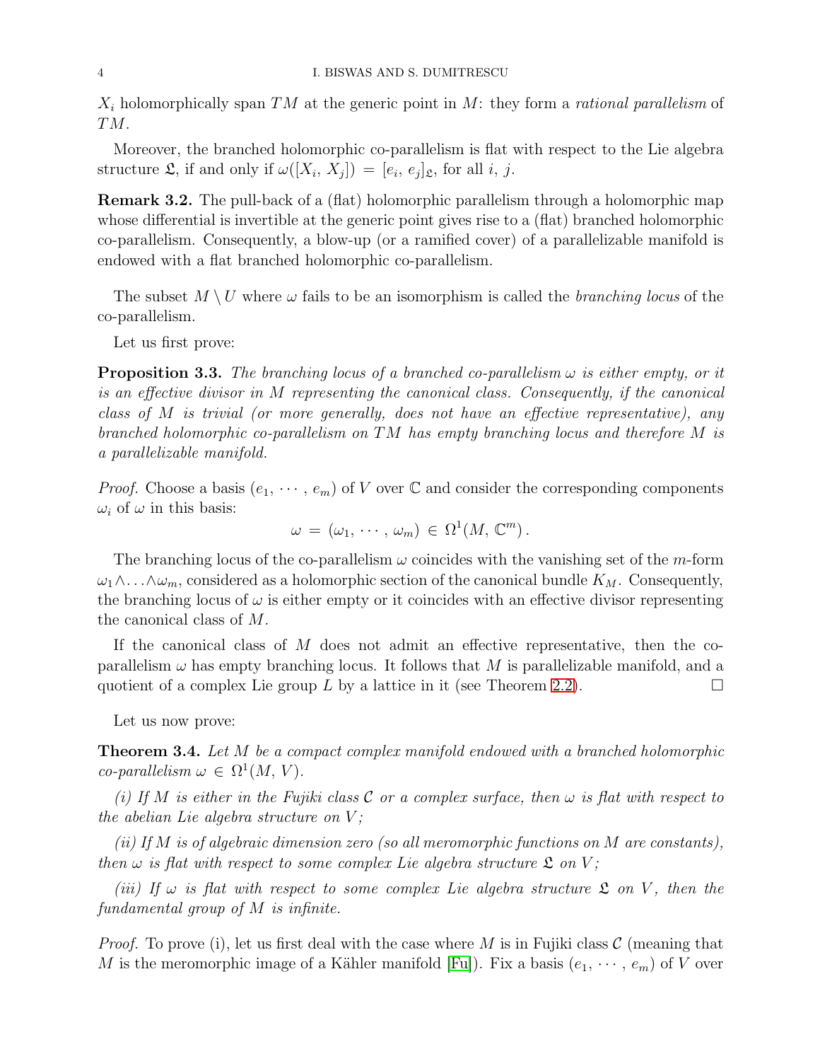$X_i$ holomorphically span $TM$ at the generic point in $M$: they form a *rational parallelism* of $TM$.

Moreover, the branched holomorphic co-parallelism is flat with respect to the Lie algebra structure $\mathfrak{L}$, if and only if $\omega([X_i, X_j]) = [e_i, e_j]_{\mathfrak{L}}$, for all $i$, $j$.

**Remark 3.2.** The pull-back of a (flat) holomorphic parallelism through a holomorphic map whose differential is invertible at the generic point gives rise to a (flat) branched holomorphic co-parallelism. Consequently, a blow-up (or a ramified cover) of a parallelizable manifold is endowed with a flat branched holomorphic co-parallelism.

The subset $M \setminus U$ where $\omega$ fails to be an isomorphism is called the *branching locus* of the co-parallelism.

Let us first prove:

**Proposition 3.3.** *The branching locus of a branched co-parallelism $\omega$ is either empty, or it is an effective divisor in $M$ representing the canonical class. Consequently, if the canonical class of $M$ is trivial (or more generally, does not have an effective representative), any branched holomorphic co-parallelism on $TM$ has empty branching locus and therefore $M$ is a parallelizable manifold.*

*Proof.* Choose a basis $(e_1, \cdots, e_m)$ of $V$ over $\mathbb{C}$ and consider the corresponding components $\omega_i$ of $\omega$ in this basis:

$$\omega = (\omega_1, \cdots, \omega_m) \in \Omega^1(M, \mathbb{C}^m).$$

The branching locus of the co-parallelism $\omega$ coincides with the vanishing set of the $m$-form $\omega_1 \wedge \ldots \wedge \omega_m$, considered as a holomorphic section of the canonical bundle $K_M$. Consequently, the branching locus of $\omega$ is either empty or it coincides with an effective divisor representing the canonical class of $M$.

If the canonical class of $M$ does not admit an effective representative, then the co-parallelism $\omega$ has empty branching locus. It follows that $M$ is parallelizable manifold, and a quotient of a complex Lie group $L$ by a lattice in it (see Theorem 2.2). $\square$

Let us now prove:

**Theorem 3.4.** *Let $M$ be a compact complex manifold endowed with a branched holomorphic co-parallelism $\omega \in \Omega^1(M, V)$.*

*(i) If $M$ is either in the Fujiki class $\mathcal{C}$ or a complex surface, then $\omega$ is flat with respect to the abelian Lie algebra structure on $V$;*

*(ii) If $M$ is of algebraic dimension zero (so all meromorphic functions on $M$ are constants), then $\omega$ is flat with respect to some complex Lie algebra structure $\mathfrak{L}$ on $V$;*

*(iii) If $\omega$ is flat with respect to some complex Lie algebra structure $\mathfrak{L}$ on $V$, then the fundamental group of $M$ is infinite.*

*Proof.* To prove (i), let us first deal with the case where $M$ is in Fujiki class $\mathcal{C}$ (meaning that $M$ is the meromorphic image of a Kähler manifold [Fu]). Fix a basis $(e_1, \cdots, e_m)$ of $V$ over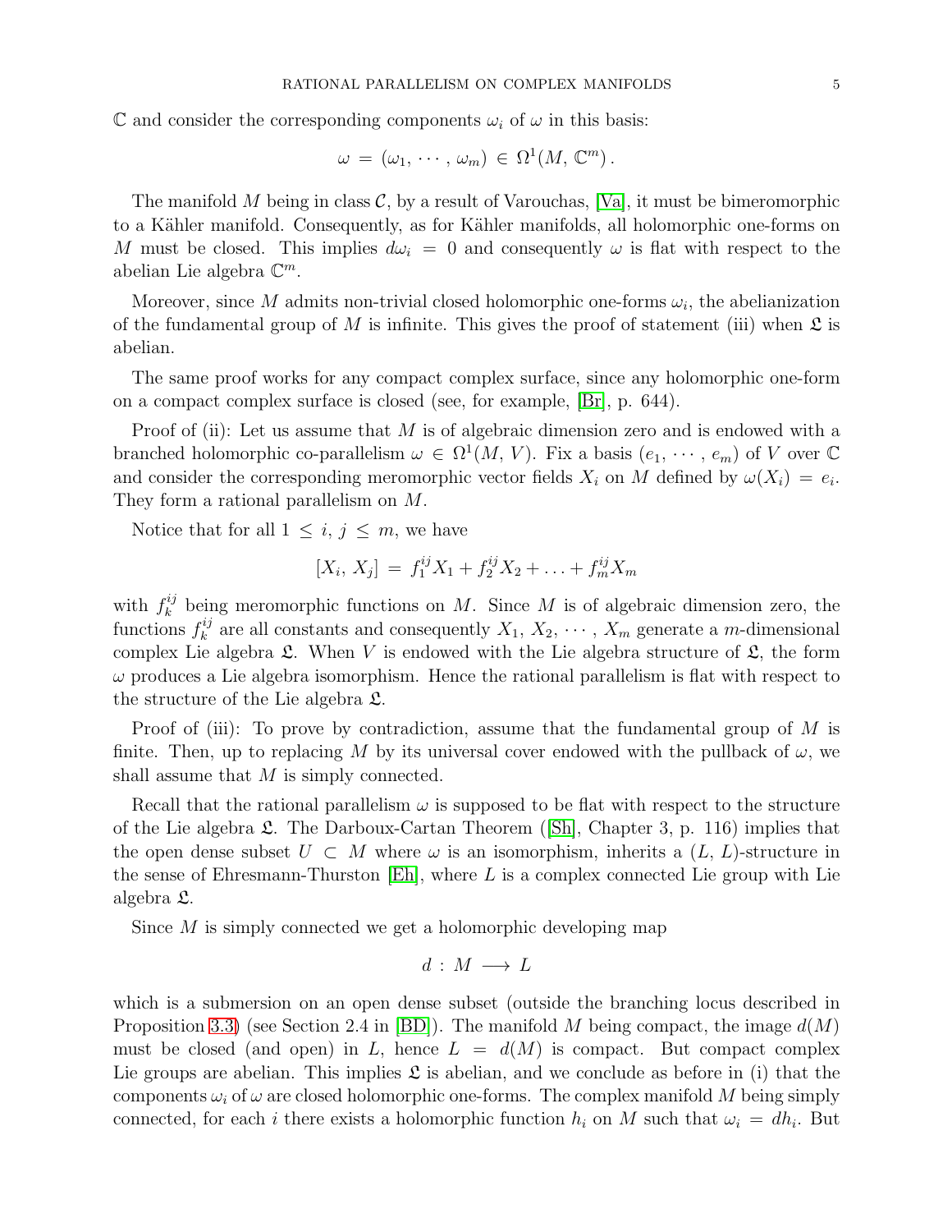$\mathbb{C}$ and consider the corresponding components $\omega_i$ of $\omega$ in this basis:

$$\omega = (\omega_1, \cdots, \omega_m) \in \Omega^1(M, \mathbb{C}^m).$$

The manifold $M$ being in class $\mathcal{C}$, by a result of Varouchas, [Va], it must be bimeromorphic to a Kähler manifold. Consequently, as for Kähler manifolds, all holomorphic one-forms on $M$ must be closed. This implies $d\omega_i = 0$ and consequently $\omega$ is flat with respect to the abelian Lie algebra $\mathbb{C}^m$.

Moreover, since $M$ admits non-trivial closed holomorphic one-forms $\omega_i$, the abelianization of the fundamental group of $M$ is infinite. This gives the proof of statement (iii) when $\mathfrak{L}$ is abelian.

The same proof works for any compact complex surface, since any holomorphic one-form on a compact complex surface is closed (see, for example, [Br], p. 644).

Proof of (ii): Let us assume that $M$ is of algebraic dimension zero and is endowed with a branched holomorphic co-parallelism $\omega \in \Omega^1(M, V)$. Fix a basis $(e_1, \cdots, e_m)$ of $V$ over $\mathbb{C}$ and consider the corresponding meromorphic vector fields $X_i$ on $M$ defined by $\omega(X_i) = e_i$. They form a rational parallelism on $M$.

Notice that for all $1 \leq i, j \leq m$, we have

$$[X_i, X_j] = f_1^{ij} X_1 + f_2^{ij} X_2 + \ldots + f_m^{ij} X_m$$

with $f_k^{ij}$ being meromorphic functions on $M$. Since $M$ is of algebraic dimension zero, the functions $f_k^{ij}$ are all constants and consequently $X_1, X_2, \cdots, X_m$ generate a $m$-dimensional complex Lie algebra $\mathfrak{L}$. When $V$ is endowed with the Lie algebra structure of $\mathfrak{L}$, the form $\omega$ produces a Lie algebra isomorphism. Hence the rational parallelism is flat with respect to the structure of the Lie algebra $\mathfrak{L}$.

Proof of (iii): To prove by contradiction, assume that the fundamental group of $M$ is finite. Then, up to replacing $M$ by its universal cover endowed with the pullback of $\omega$, we shall assume that $M$ is simply connected.

Recall that the rational parallelism $\omega$ is supposed to be flat with respect to the structure of the Lie algebra $\mathfrak{L}$. The Darboux-Cartan Theorem ([Sh], Chapter 3, p. 116) implies that the open dense subset $U \subset M$ where $\omega$ is an isomorphism, inherits a $(L, L)$-structure in the sense of Ehresmann-Thurston [Eh], where $L$ is a complex connected Lie group with Lie algebra $\mathfrak{L}$.

Since $M$ is simply connected we get a holomorphic developing map

$$d : M \longrightarrow L$$

which is a submersion on an open dense subset (outside the branching locus described in Proposition 3.3) (see Section 2.4 in [BD]). The manifold $M$ being compact, the image $d(M)$ must be closed (and open) in $L$, hence $L = d(M)$ is compact. But compact complex Lie groups are abelian. This implies $\mathfrak{L}$ is abelian, and we conclude as before in (i) that the components $\omega_i$ of $\omega$ are closed holomorphic one-forms. The complex manifold $M$ being simply connected, for each $i$ there exists a holomorphic function $h_i$ on $M$ such that $\omega_i = dh_i$. But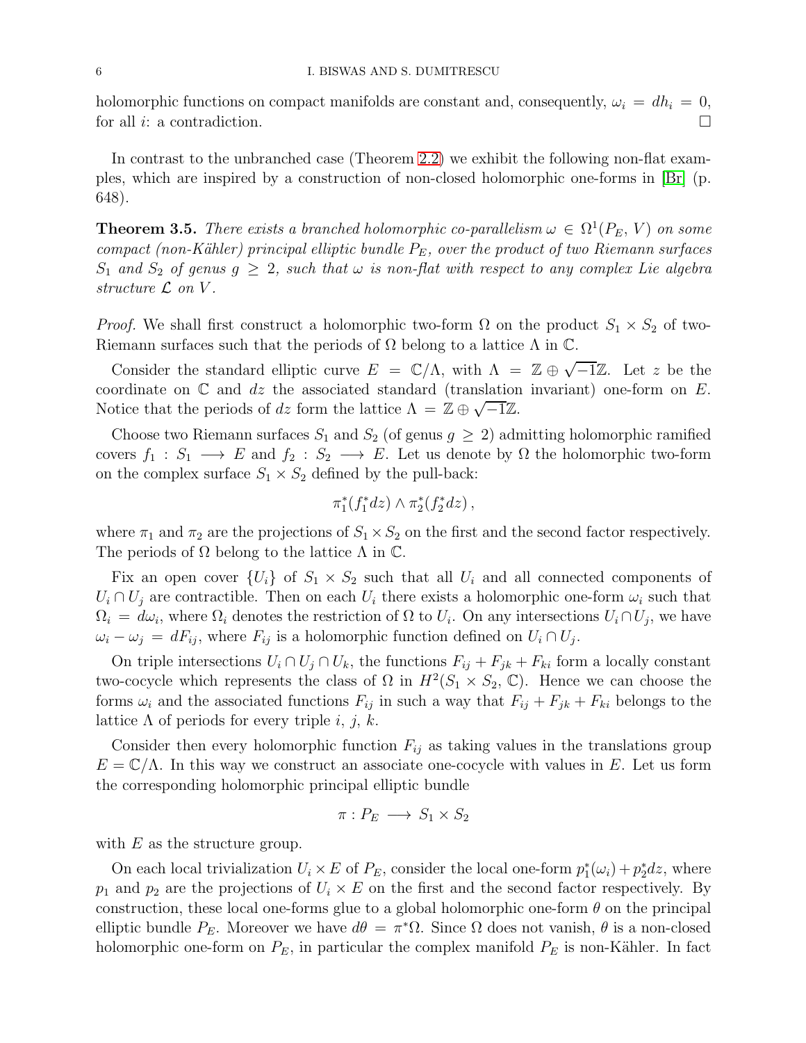holomorphic functions on compact manifolds are constant and, consequently, $\omega_i = dh_i = 0$, for all $i$: a contradiction. $\square$

In contrast to the unbranched case (Theorem 2.2) we exhibit the following non-flat examples, which are inspired by a construction of non-closed holomorphic one-forms in [Br] (p. 648).

**Theorem 3.5.** *There exists a branched holomorphic co-parallelism $\omega \in \Omega^1(P_E, V)$ on some compact (non-Kähler) principal elliptic bundle $P_E$, over the product of two Riemann surfaces $S_1$ and $S_2$ of genus $g \geq 2$, such that $\omega$ is non-flat with respect to any complex Lie algebra structure $\mathcal{L}$ on $V$.*

*Proof.* We shall first construct a holomorphic two-form $\Omega$ on the product $S_1 \times S_2$ of two-Riemann surfaces such that the periods of $\Omega$ belong to a lattice $\Lambda$ in $\mathbb{C}$.

Consider the standard elliptic curve $E = \mathbb{C}/\Lambda$, with $\Lambda = \mathbb{Z} \oplus \sqrt{-1}\mathbb{Z}$. Let $z$ be the coordinate on $\mathbb{C}$ and $dz$ the associated standard (translation invariant) one-form on $E$. Notice that the periods of $dz$ form the lattice $\Lambda = \mathbb{Z} \oplus \sqrt{-1}\mathbb{Z}$.

Choose two Riemann surfaces $S_1$ and $S_2$ (of genus $g \geq 2$) admitting holomorphic ramified covers $f_1 : S_1 \longrightarrow E$ and $f_2 : S_2 \longrightarrow E$. Let us denote by $\Omega$ the holomorphic two-form on the complex surface $S_1 \times S_2$ defined by the pull-back:

$$\pi_1^*(f_1^*dz) \wedge \pi_2^*(f_2^*dz)\,,$$

where $\pi_1$ and $\pi_2$ are the projections of $S_1 \times S_2$ on the first and the second factor respectively. The periods of $\Omega$ belong to the lattice $\Lambda$ in $\mathbb{C}$.

Fix an open cover $\{U_i\}$ of $S_1 \times S_2$ such that all $U_i$ and all connected components of $U_i \cap U_j$ are contractible. Then on each $U_i$ there exists a holomorphic one-form $\omega_i$ such that $\Omega_i = d\omega_i$, where $\Omega_i$ denotes the restriction of $\Omega$ to $U_i$. On any intersections $U_i \cap U_j$, we have $\omega_i - \omega_j = dF_{ij}$, where $F_{ij}$ is a holomorphic function defined on $U_i \cap U_j$.

On triple intersections $U_i \cap U_j \cap U_k$, the functions $F_{ij} + F_{jk} + F_{ki}$ form a locally constant two-cocycle which represents the class of $\Omega$ in $H^2(S_1 \times S_2, \mathbb{C})$. Hence we can choose the forms $\omega_i$ and the associated functions $F_{ij}$ in such a way that $F_{ij} + F_{jk} + F_{ki}$ belongs to the lattice $\Lambda$ of periods for every triple $i$, $j$, $k$.

Consider then every holomorphic function $F_{ij}$ as taking values in the translations group $E = \mathbb{C}/\Lambda$. In this way we construct an associate one-cocycle with values in $E$. Let us form the corresponding holomorphic principal elliptic bundle

$$\pi : P_E \longrightarrow S_1 \times S_2$$

with $E$ as the structure group.

On each local trivialization $U_i \times E$ of $P_E$, consider the local one-form $p_1^*(\omega_i) + p_2^*dz$, where $p_1$ and $p_2$ are the projections of $U_i \times E$ on the first and the second factor respectively. By construction, these local one-forms glue to a global holomorphic one-form $\theta$ on the principal elliptic bundle $P_E$. Moreover we have $d\theta = \pi^*\Omega$. Since $\Omega$ does not vanish, $\theta$ is a non-closed holomorphic one-form on $P_E$, in particular the complex manifold $P_E$ is non-Kähler. In fact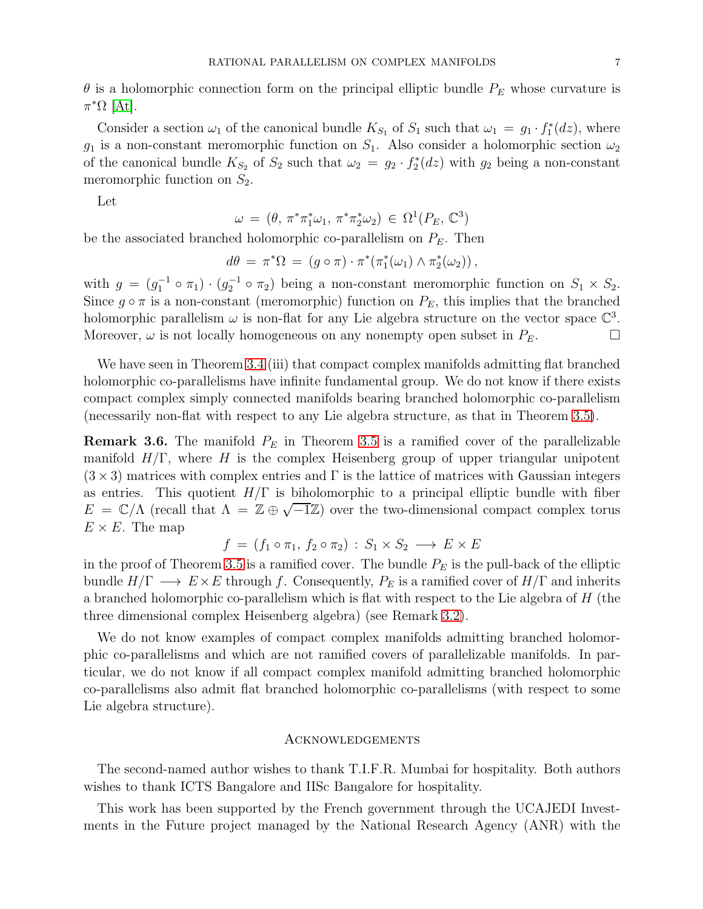$\theta$ is a holomorphic connection form on the principal elliptic bundle $P_E$ whose curvature is $\pi^*\Omega$ [At].

Consider a section $\omega_1$ of the canonical bundle $K_{S_1}$ of $S_1$ such that $\omega_1 = g_1 \cdot f_1^*(dz)$, where $g_1$ is a non-constant meromorphic function on $S_1$. Also consider a holomorphic section $\omega_2$ of the canonical bundle $K_{S_2}$ of $S_2$ such that $\omega_2 = g_2 \cdot f_2^*(dz)$ with $g_2$ being a non-constant meromorphic function on $S_2$.

Let

$$\omega = (\theta,\, \pi^*\pi_1^*\omega_1,\, \pi^*\pi_2^*\omega_2) \in \Omega^1(P_E, \mathbb{C}^3)$$

be the associated branched holomorphic co-parallelism on $P_E$. Then

$$d\theta = \pi^*\Omega = (g \circ \pi) \cdot \pi^*(\pi_1^*(\omega_1) \wedge \pi_2^*(\omega_2)),$$

with $g = (g_1^{-1} \circ \pi_1) \cdot (g_2^{-1} \circ \pi_2)$ being a non-constant meromorphic function on $S_1 \times S_2$. Since $g \circ \pi$ is a non-constant (meromorphic) function on $P_E$, this implies that the branched holomorphic parallelism $\omega$ is non-flat for any Lie algebra structure on the vector space $\mathbb{C}^3$. Moreover, $\omega$ is not locally homogeneous on any nonempty open subset in $P_E$. $\square$

We have seen in Theorem 3.4 (iii) that compact complex manifolds admitting flat branched holomorphic co-parallelisms have infinite fundamental group. We do not know if there exists compact complex simply connected manifolds bearing branched holomorphic co-parallelism (necessarily non-flat with respect to any Lie algebra structure, as that in Theorem 3.5).

**Remark 3.6.** The manifold $P_E$ in Theorem 3.5 is a ramified cover of the parallelizable manifold $H/\Gamma$, where $H$ is the complex Heisenberg group of upper triangular unipotent $(3 \times 3)$ matrices with complex entries and $\Gamma$ is the lattice of matrices with Gaussian integers as entries. This quotient $H/\Gamma$ is biholomorphic to a principal elliptic bundle with fiber $E = \mathbb{C}/\Lambda$ (recall that $\Lambda = \mathbb{Z} \oplus \sqrt{-1}\mathbb{Z}$) over the two-dimensional compact complex torus $E \times E$. The map

$$f = (f_1 \circ \pi_1,\, f_2 \circ \pi_2) : S_1 \times S_2 \longrightarrow E \times E$$

in the proof of Theorem 3.5 is a ramified cover. The bundle $P_E$ is the pull-back of the elliptic bundle $H/\Gamma \longrightarrow E \times E$ through $f$. Consequently, $P_E$ is a ramified cover of $H/\Gamma$ and inherits a branched holomorphic co-parallelism which is flat with respect to the Lie algebra of $H$ (the three dimensional complex Heisenberg algebra) (see Remark 3.2).

We do not know examples of compact complex manifolds admitting branched holomorphic co-parallelisms and which are not ramified covers of parallelizable manifolds. In particular, we do not know if all compact complex manifold admitting branched holomorphic co-parallelisms also admit flat branched holomorphic co-parallelisms (with respect to some Lie algebra structure).

## Acknowledgements

The second-named author wishes to thank T.I.F.R. Mumbai for hospitality. Both authors wishes to thank ICTS Bangalore and IISc Bangalore for hospitality.

This work has been supported by the French government through the UCAJEDI Investments in the Future project managed by the National Research Agency (ANR) with the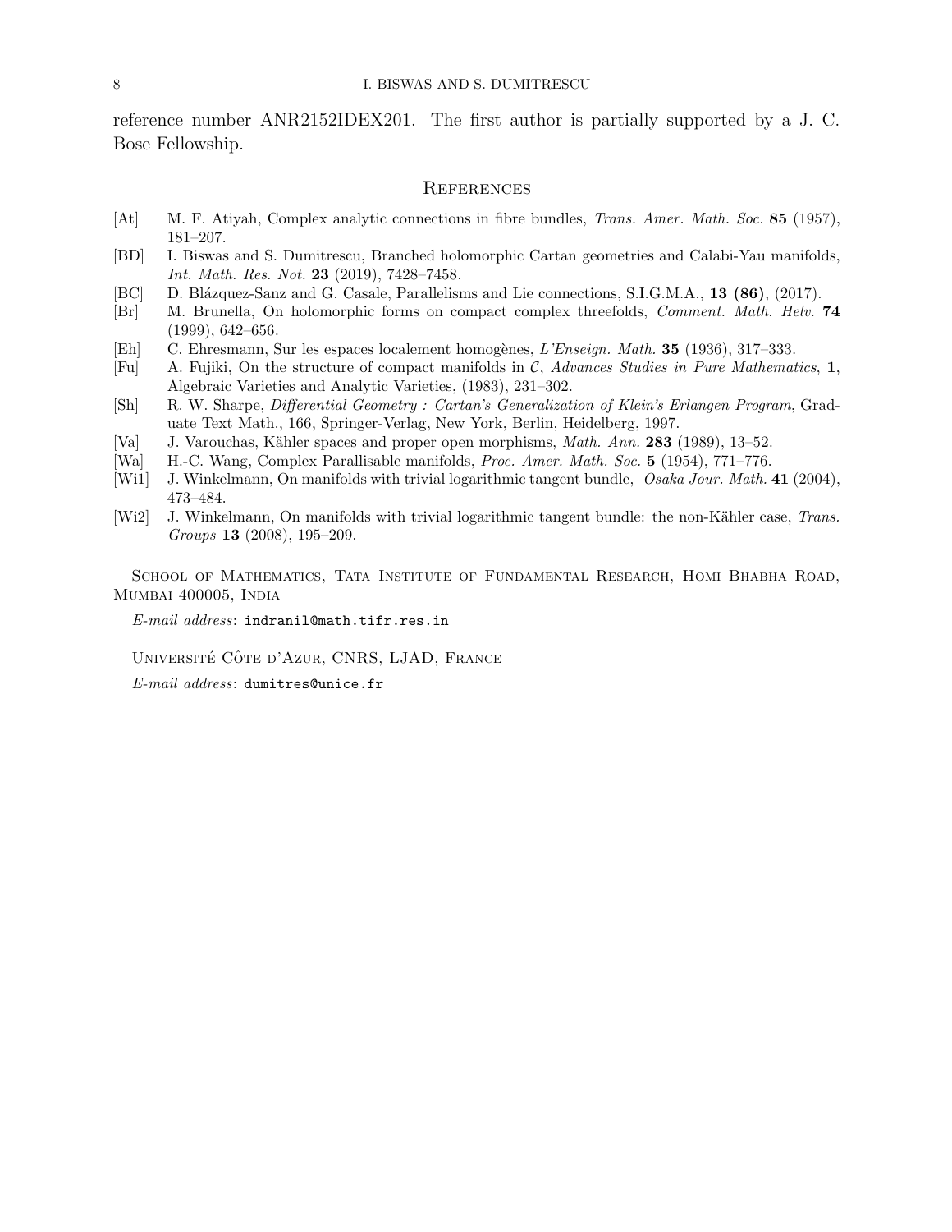reference number ANR2152IDEX201. The first author is partially supported by a J. C. Bose Fellowship.

## References

[At] M. F. Atiyah, Complex analytic connections in fibre bundles, *Trans. Amer. Math. Soc.* **85** (1957), 181–207.

[BD] I. Biswas and S. Dumitrescu, Branched holomorphic Cartan geometries and Calabi-Yau manifolds, *Int. Math. Res. Not.* **23** (2019), 7428–7458.

[BC] D. Blázquez-Sanz and G. Casale, Parallelisms and Lie connections, S.I.G.M.A., **13 (86)**, (2017).

[Br] M. Brunella, On holomorphic forms on compact complex threefolds, *Comment. Math. Helv.* **74** (1999), 642–656.

[Eh] C. Ehresmann, Sur les espaces localement homogènes, *L'Enseign. Math.* **35** (1936), 317–333.

[Fu] A. Fujiki, On the structure of compact manifolds in $\mathcal{C}$, *Advances Studies in Pure Mathematics*, **1**, Algebraic Varieties and Analytic Varieties, (1983), 231–302.

[Sh] R. W. Sharpe, *Differential Geometry : Cartan's Generalization of Klein's Erlangen Program*, Graduate Text Math., 166, Springer-Verlag, New York, Berlin, Heidelberg, 1997.

[Va] J. Varouchas, Kähler spaces and proper open morphisms, *Math. Ann.* **283** (1989), 13–52.

[Wa] H.-C. Wang, Complex Parallisable manifolds, *Proc. Amer. Math. Soc.* **5** (1954), 771–776.

[Wi1] J. Winkelmann, On manifolds with trivial logarithmic tangent bundle, *Osaka Jour. Math.* **41** (2004), 473–484.

[Wi2] J. Winkelmann, On manifolds with trivial logarithmic tangent bundle: the non-Kähler case, *Trans. Groups* **13** (2008), 195–209.

School of Mathematics, Tata Institute of Fundamental Research, Homi Bhabha Road, Mumbai 400005, India

*E-mail address*: indranil@math.tifr.res.in

Université Côte d'Azur, CNRS, LJAD, France

*E-mail address*: dumitres@unice.fr